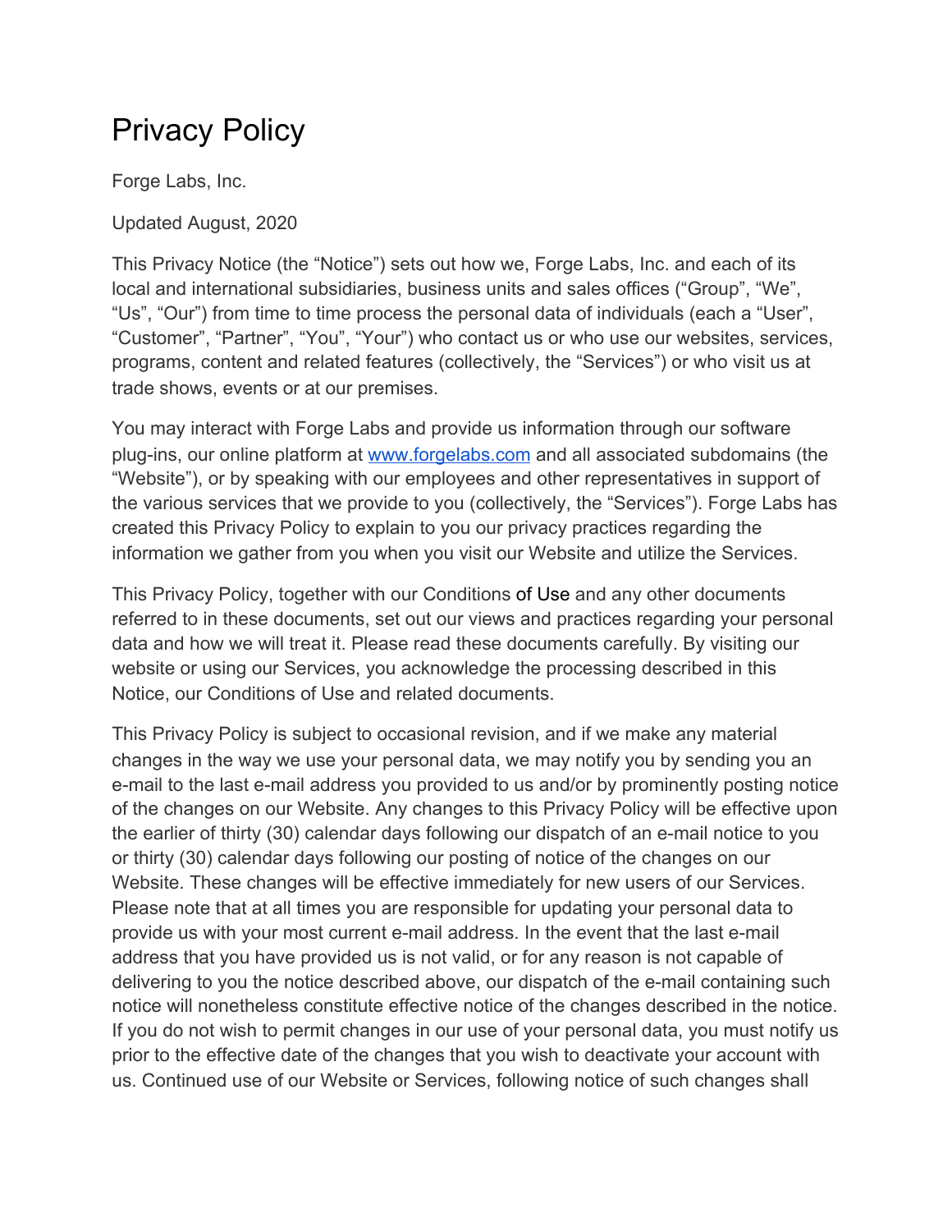# Privacy Policy

Forge Labs, Inc.

Updated August, 2020

This Privacy Notice (the "Notice") sets out how we, Forge Labs, Inc. and each of its local and international subsidiaries, business units and sales offices ("Group", "We", "Us", "Our") from time to time process the personal data of individuals (each a "User", "Customer", "Partner", "You", "Your") who contact us or who use our websites, services, programs, content and related features (collectively, the "Services") or who visit us at trade shows, events or at our premises.

You may interact with Forge Labs and provide us information through our software plug-ins, our online platform at [www.forgelabs.com](http://www.forgelabs.com) and all associated subdomains (the "Website"), or by speaking with our employees and other representatives in support of the various services that we provide to you (collectively, the "Services"). Forge Labs has created this Privacy Policy to explain to you our privacy practices regarding the information we gather from you when you visit our Website and utilize the Services.

This Privacy Policy, together with our Conditions of Use and any other documents referred to in these documents, set out our views and practices regarding your personal data and how we will treat it. Please read these documents carefully. By visiting our website or using our Services, you acknowledge the processing described in this Notice, our Conditions of Use and related documents.

This Privacy Policy is subject to occasional revision, and if we make any material changes in the way we use your personal data, we may notify you by sending you an e-mail to the last e-mail address you provided to us and/or by prominently posting notice of the changes on our Website. Any changes to this Privacy Policy will be effective upon the earlier of thirty (30) calendar days following our dispatch of an e-mail notice to you or thirty (30) calendar days following our posting of notice of the changes on our Website. These changes will be effective immediately for new users of our Services. Please note that at all times you are responsible for updating your personal data to provide us with your most current e-mail address. In the event that the last e-mail address that you have provided us is not valid, or for any reason is not capable of delivering to you the notice described above, our dispatch of the e-mail containing such notice will nonetheless constitute effective notice of the changes described in the notice. If you do not wish to permit changes in our use of your personal data, you must notify us prior to the effective date of the changes that you wish to deactivate your account with us. Continued use of our Website or Services, following notice of such changes shall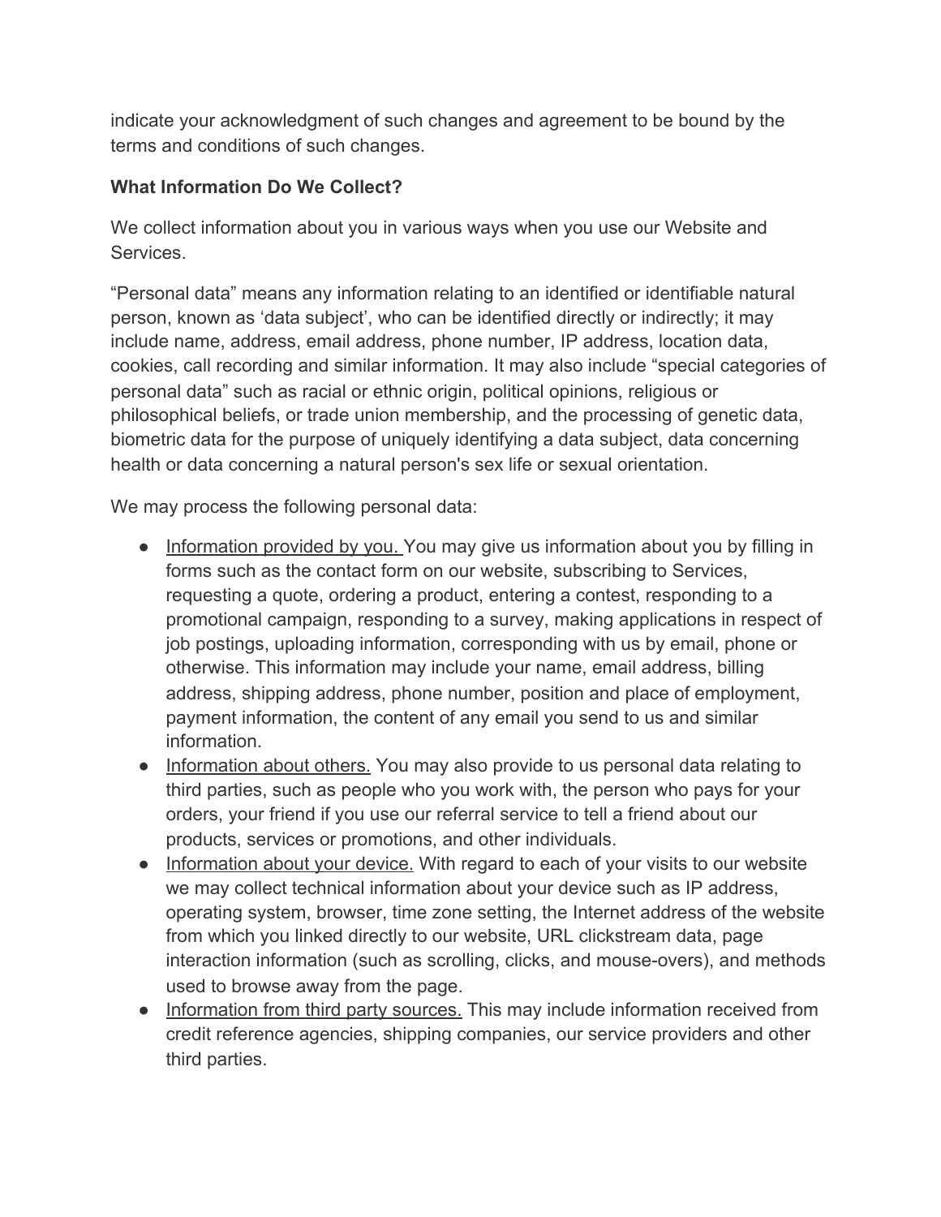indicate your acknowledgment of such changes and agreement to be bound by the terms and conditions of such changes.

**What Information Do We Collect?**

We collect information about you in various ways when you use our Website and Services.

“Personal data” means any information relating to an identified or identifiable natural person, known as ‘data subject’, who can be identified directly or indirectly; it may include name, address, email address, phone number, IP address, location data, cookies, call recording and similar information. It may also include “special categories of personal data” such as racial or ethnic origin, political opinions, religious or philosophical beliefs, or trade union membership, and the processing of genetic data, biometric data for the purpose of uniquely identifying a data subject, data concerning health or data concerning a natural person's sex life or sexual orientation.

We may process the following personal data:

- Information provided by you. You may give us information about you by filling in forms such as the contact form on our website, subscribing to Services, requesting a quote, ordering a product, entering a contest, responding to a promotional campaign, responding to a survey, making applications in respect of job postings, uploading information, corresponding with us by email, phone or otherwise. This information may include your name, email address, billing address, shipping address, phone number, position and place of employment, payment information, the content of any email you send to us and similar information.
- Information about others. You may also provide to us personal data relating to third parties, such as people who you work with, the person who pays for your orders, your friend if you use our referral service to tell a friend about our products, services or promotions, and other individuals.
- Information about your device. With regard to each of your visits to our website we may collect technical information about your device such as IP address, operating system, browser, time zone setting, the Internet address of the website from which you linked directly to our website, URL clickstream data, page interaction information (such as scrolling, clicks, and mouse-overs), and methods used to browse away from the page.
- Information from third party sources. This may include information received from credit reference agencies, shipping companies, our service providers and other third parties.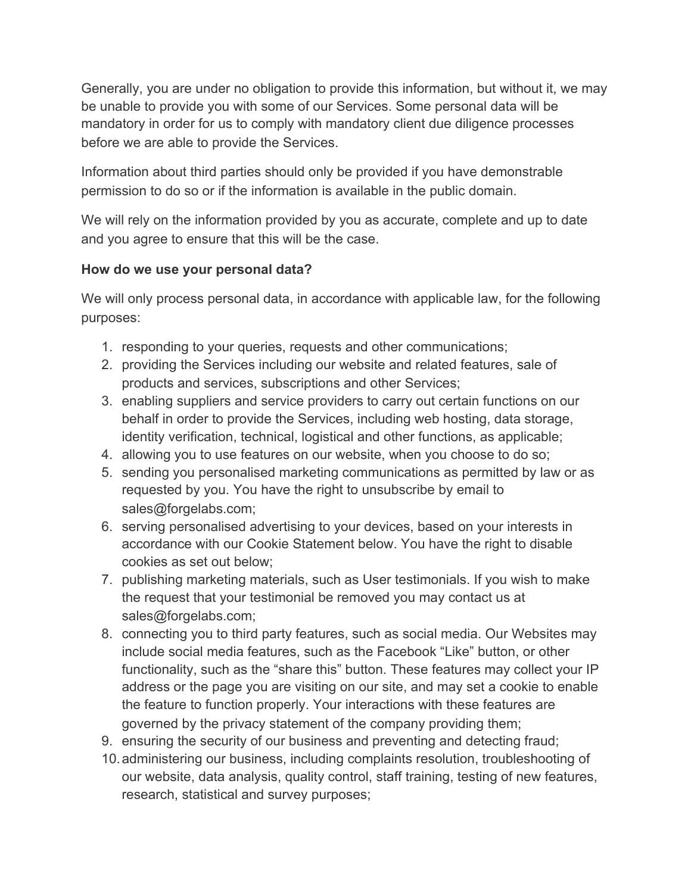Generally, you are under no obligation to provide this information, but without it, we may be unable to provide you with some of our Services. Some personal data will be mandatory in order for us to comply with mandatory client due diligence processes before we are able to provide the Services.

Information about third parties should only be provided if you have demonstrable permission to do so or if the information is available in the public domain.

We will rely on the information provided by you as accurate, complete and up to date and you agree to ensure that this will be the case.

**How do we use your personal data?**

We will only process personal data, in accordance with applicable law, for the following purposes:

1. responding to your queries, requests and other communications;
2. providing the Services including our website and related features, sale of products and services, subscriptions and other Services;
3. enabling suppliers and service providers to carry out certain functions on our behalf in order to provide the Services, including web hosting, data storage, identity verification, technical, logistical and other functions, as applicable;
4. allowing you to use features on our website, when you choose to do so;
5. sending you personalised marketing communications as permitted by law or as requested by you. You have the right to unsubscribe by email to sales@forgelabs.com;
6. serving personalised advertising to your devices, based on your interests in accordance with our Cookie Statement below. You have the right to disable cookies as set out below;
7. publishing marketing materials, such as User testimonials. If you wish to make the request that your testimonial be removed you may contact us at sales@forgelabs.com;
8. connecting you to third party features, such as social media. Our Websites may include social media features, such as the Facebook “Like” button, or other functionality, such as the “share this” button. These features may collect your IP address or the page you are visiting on our site, and may set a cookie to enable the feature to function properly. Your interactions with these features are governed by the privacy statement of the company providing them;
9. ensuring the security of our business and preventing and detecting fraud;
10. administering our business, including complaints resolution, troubleshooting of our website, data analysis, quality control, staff training, testing of new features, research, statistical and survey purposes;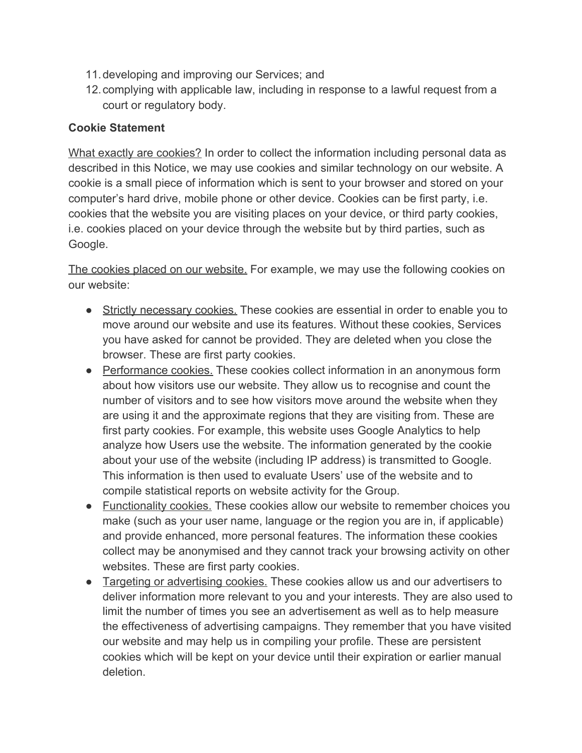11. developing and improving our Services; and
12. complying with applicable law, including in response to a lawful request from a court or regulatory body.

**Cookie Statement**

<u>What exactly are cookies?</u> In order to collect the information including personal data as described in this Notice, we may use cookies and similar technology on our website. A cookie is a small piece of information which is sent to your browser and stored on your computer's hard drive, mobile phone or other device. Cookies can be first party, i.e. cookies that the website you are visiting places on your device, or third party cookies, i.e. cookies placed on your device through the website but by third parties, such as Google.

<u>The cookies placed on our website.</u> For example, we may use the following cookies on our website:

- <u>Strictly necessary cookies.</u> These cookies are essential in order to enable you to move around our website and use its features. Without these cookies, Services you have asked for cannot be provided. They are deleted when you close the browser. These are first party cookies.
- <u>Performance cookies.</u> These cookies collect information in an anonymous form about how visitors use our website. They allow us to recognise and count the number of visitors and to see how visitors move around the website when they are using it and the approximate regions that they are visiting from. These are first party cookies. For example, this website uses Google Analytics to help analyze how Users use the website. The information generated by the cookie about your use of the website (including IP address) is transmitted to Google. This information is then used to evaluate Users' use of the website and to compile statistical reports on website activity for the Group.
- <u>Functionality cookies.</u> These cookies allow our website to remember choices you make (such as your user name, language or the region you are in, if applicable) and provide enhanced, more personal features. The information these cookies collect may be anonymised and they cannot track your browsing activity on other websites. These are first party cookies.
- <u>Targeting or advertising cookies.</u> These cookies allow us and our advertisers to deliver information more relevant to you and your interests. They are also used to limit the number of times you see an advertisement as well as to help measure the effectiveness of advertising campaigns. They remember that you have visited our website and may help us in compiling your profile. These are persistent cookies which will be kept on your device until their expiration or earlier manual deletion.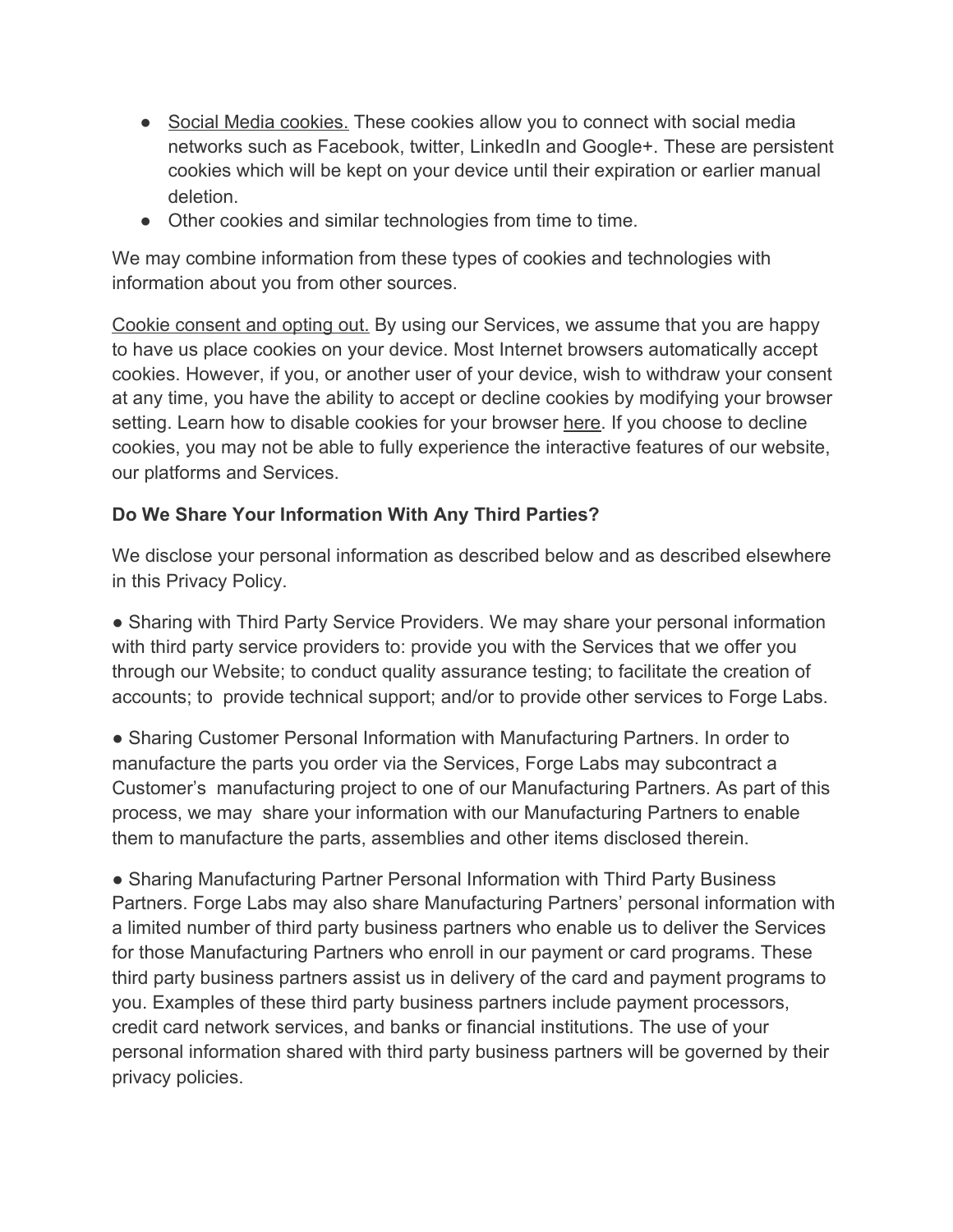- Social Media cookies. These cookies allow you to connect with social media networks such as Facebook, twitter, LinkedIn and Google+. These are persistent cookies which will be kept on your device until their expiration or earlier manual deletion.
- Other cookies and similar technologies from time to time.

We may combine information from these types of cookies and technologies with information about you from other sources.

Cookie consent and opting out. By using our Services, we assume that you are happy to have us place cookies on your device. Most Internet browsers automatically accept cookies. However, if you, or another user of your device, wish to withdraw your consent at any time, you have the ability to accept or decline cookies by modifying your browser setting. Learn how to disable cookies for your browser here. If you choose to decline cookies, you may not be able to fully experience the interactive features of our website, our platforms and Services.

**Do We Share Your Information With Any Third Parties?**

We disclose your personal information as described below and as described elsewhere in this Privacy Policy.

- Sharing with Third Party Service Providers. We may share your personal information with third party service providers to: provide you with the Services that we offer you through our Website; to conduct quality assurance testing; to facilitate the creation of accounts; to provide technical support; and/or to provide other services to Forge Labs.

- Sharing Customer Personal Information with Manufacturing Partners. In order to manufacture the parts you order via the Services, Forge Labs may subcontract a Customer's manufacturing project to one of our Manufacturing Partners. As part of this process, we may share your information with our Manufacturing Partners to enable them to manufacture the parts, assemblies and other items disclosed therein.

- Sharing Manufacturing Partner Personal Information with Third Party Business Partners. Forge Labs may also share Manufacturing Partners' personal information with a limited number of third party business partners who enable us to deliver the Services for those Manufacturing Partners who enroll in our payment or card programs. These third party business partners assist us in delivery of the card and payment programs to you. Examples of these third party business partners include payment processors, credit card network services, and banks or financial institutions. The use of your personal information shared with third party business partners will be governed by their privacy policies.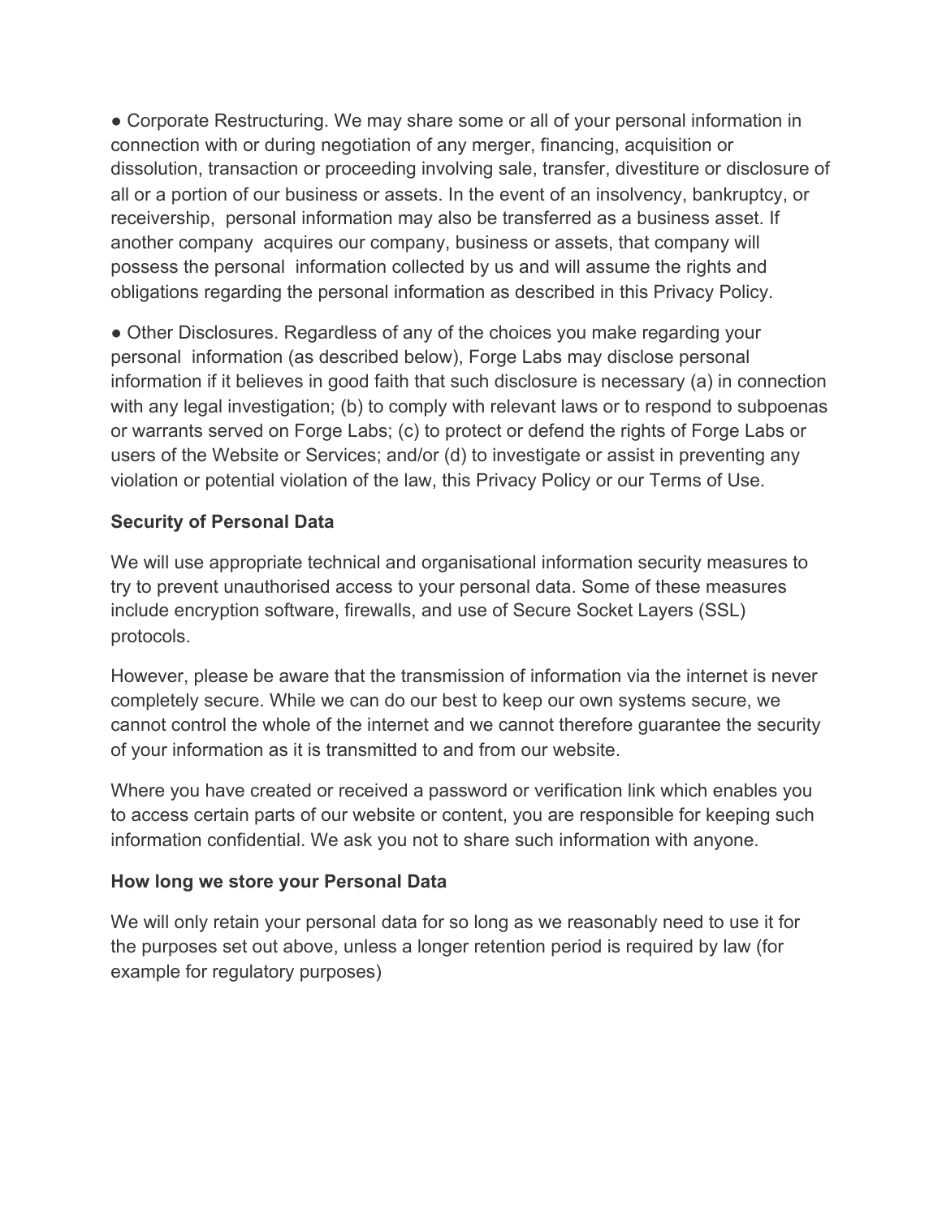- Corporate Restructuring. We may share some or all of your personal information in connection with or during negotiation of any merger, financing, acquisition or dissolution, transaction or proceeding involving sale, transfer, divestiture or disclosure of all or a portion of our business or assets. In the event of an insolvency, bankruptcy, or receivership, personal information may also be transferred as a business asset. If another company acquires our company, business or assets, that company will possess the personal information collected by us and will assume the rights and obligations regarding the personal information as described in this Privacy Policy.

- Other Disclosures. Regardless of any of the choices you make regarding your personal information (as described below), Forge Labs may disclose personal information if it believes in good faith that such disclosure is necessary (a) in connection with any legal investigation; (b) to comply with relevant laws or to respond to subpoenas or warrants served on Forge Labs; (c) to protect or defend the rights of Forge Labs or users of the Website or Services; and/or (d) to investigate or assist in preventing any violation or potential violation of the law, this Privacy Policy or our Terms of Use.

**Security of Personal Data**

We will use appropriate technical and organisational information security measures to try to prevent unauthorised access to your personal data. Some of these measures include encryption software, firewalls, and use of Secure Socket Layers (SSL) protocols.

However, please be aware that the transmission of information via the internet is never completely secure. While we can do our best to keep our own systems secure, we cannot control the whole of the internet and we cannot therefore guarantee the security of your information as it is transmitted to and from our website.

Where you have created or received a password or verification link which enables you to access certain parts of our website or content, you are responsible for keeping such information confidential. We ask you not to share such information with anyone.

**How long we store your Personal Data**

We will only retain your personal data for so long as we reasonably need to use it for the purposes set out above, unless a longer retention period is required by law (for example for regulatory purposes)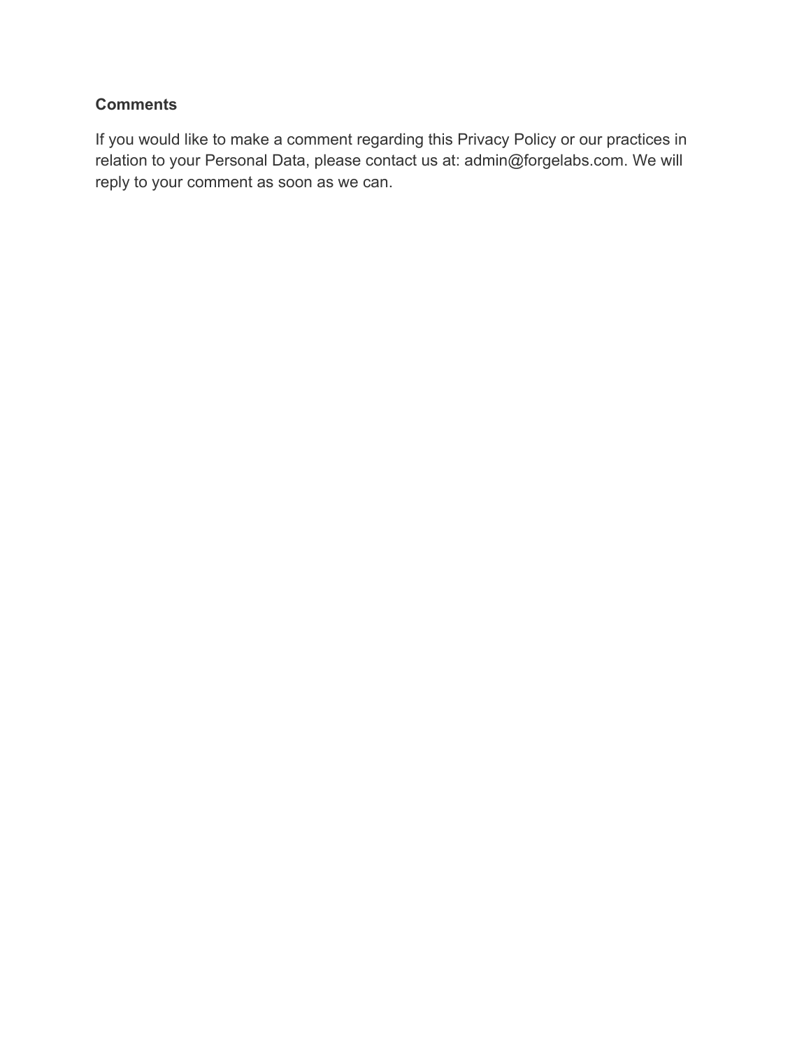### Comments

If you would like to make a comment regarding this Privacy Policy or our practices in relation to your Personal Data, please contact us at: admin@forgelabs.com. We will reply to your comment as soon as we can.